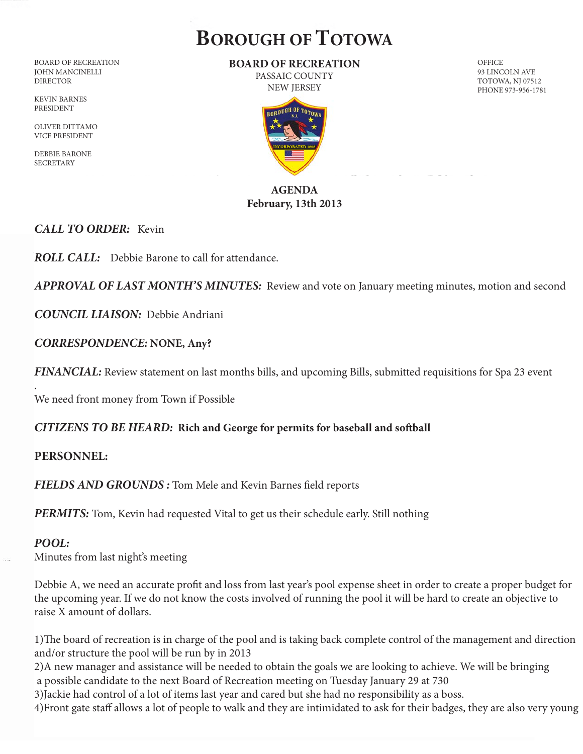# Borough of Totowa

BOARD OF RECREATION
JOHN MANCINELLI
DIRECTOR

KEVIN BARNES
PRESIDENT

OLIVER DITTAMO
VICE PRESIDENT

DEBBIE BARONE
SECRETARY

**BOARD OF RECREATION**
PASSAIC COUNTY
NEW JERSEY

OFFICE
93 LINCOLN AVE
TOTOWA, NJ 07512
PHONE 973-956-1781

**AGENDA**
**February, 13th 2013**

***CALL TO ORDER:*** Kevin

***ROLL CALL:*** Debbie Barone to call for attendance.

***APPROVAL OF LAST MONTH'S MINUTES:*** Review and vote on January meeting minutes, motion and second

***COUNCIL LIAISON:*** Debbie Andriani

***CORRESPONDENCE:*** **NONE, Any?**

***FINANCIAL:*** Review statement on last months bills, and upcoming Bills, submitted requisitions for Spa 23 event

.

We need front money from Town if Possible

***CITIZENS TO BE HEARD:*** **Rich and George for permits for baseball and softball**

**PERSONNEL:**

***FIELDS AND GROUNDS :*** Tom Mele and Kevin Barnes field reports

***PERMITS:*** Tom, Kevin had requested Vital to get us their schedule early. Still nothing

***POOL:***
Minutes from last night's meeting

Debbie A, we need an accurate profit and loss from last year's pool expense sheet in order to create a proper budget for the upcoming year. If we do not know the costs involved of running the pool it will be hard to create an objective to raise X amount of dollars.

1)The board of recreation is in charge of the pool and is taking back complete control of the management and direction and/or structure the pool will be run by in 2013
2)A new manager and assistance will be needed to obtain the goals we are looking to achieve. We will be bringing a possible candidate to the next Board of Recreation meeting on Tuesday January 29 at 730
3)Jackie had control of a lot of items last year and cared but she had no responsibility as a boss.
4)Front gate staff allows a lot of people to walk and they are intimidated to ask for their badges, they are also very young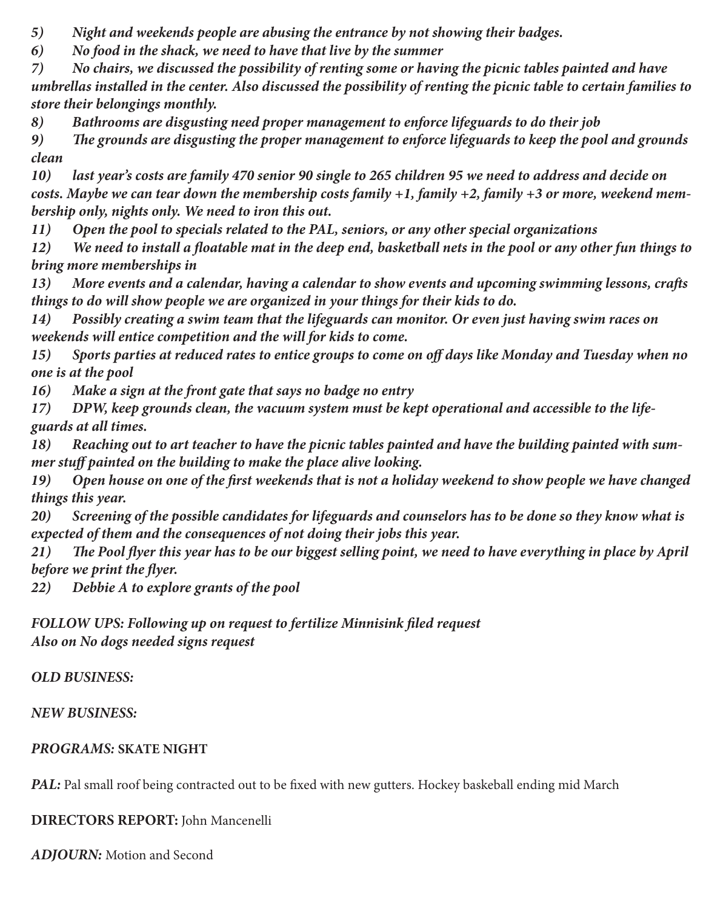*5) Night and weekends people are abusing the entrance by not showing their badges.*

*6) No food in the shack, we need to have that live by the summer*

*7) No chairs, we discussed the possibility of renting some or having the picnic tables painted and have umbrellas installed in the center. Also discussed the possibility of renting the picnic table to certain families to store their belongings monthly.*

*8) Bathrooms are disgusting need proper management to enforce lifeguards to do their job*

*9) The grounds are disgusting the proper management to enforce lifeguards to keep the pool and grounds clean*

*10) last year's costs are family 470 senior 90 single to 265 children 95 we need to address and decide on costs. Maybe we can tear down the membership costs family +1, family +2, family +3 or more, weekend membership only, nights only. We need to iron this out.*

*11) Open the pool to specials related to the PAL, seniors, or any other special organizations*

*12) We need to install a floatable mat in the deep end, basketball nets in the pool or any other fun things to bring more memberships in*

*13) More events and a calendar, having a calendar to show events and upcoming swimming lessons, crafts things to do will show people we are organized in your things for their kids to do.*

*14) Possibly creating a swim team that the lifeguards can monitor. Or even just having swim races on weekends will entice competition and the will for kids to come.*

*15) Sports parties at reduced rates to entice groups to come on off days like Monday and Tuesday when no one is at the pool*

*16) Make a sign at the front gate that says no badge no entry*

*17) DPW, keep grounds clean, the vacuum system must be kept operational and accessible to the lifeguards at all times.*

*18) Reaching out to art teacher to have the picnic tables painted and have the building painted with summer stuff painted on the building to make the place alive looking.*

*19) Open house on one of the first weekends that is not a holiday weekend to show people we have changed things this year.*

*20) Screening of the possible candidates for lifeguards and counselors has to be done so they know what is expected of them and the consequences of not doing their jobs this year.*

*21) The Pool flyer this year has to be our biggest selling point, we need to have everything in place by April before we print the flyer.*

*22) Debbie A to explore grants of the pool*

*FOLLOW UPS: Following up on request to fertilize Minnisink filed request*
*Also on No dogs needed signs request*

***OLD BUSINESS:***

***NEW BUSINESS:***

***PROGRAMS:*** **SKATE NIGHT**

***PAL:*** Pal small roof being contracted out to be fixed with new gutters. Hockey basketball ending mid March

**DIRECTORS REPORT:** John Mancenelli

***ADJOURN:*** Motion and Second